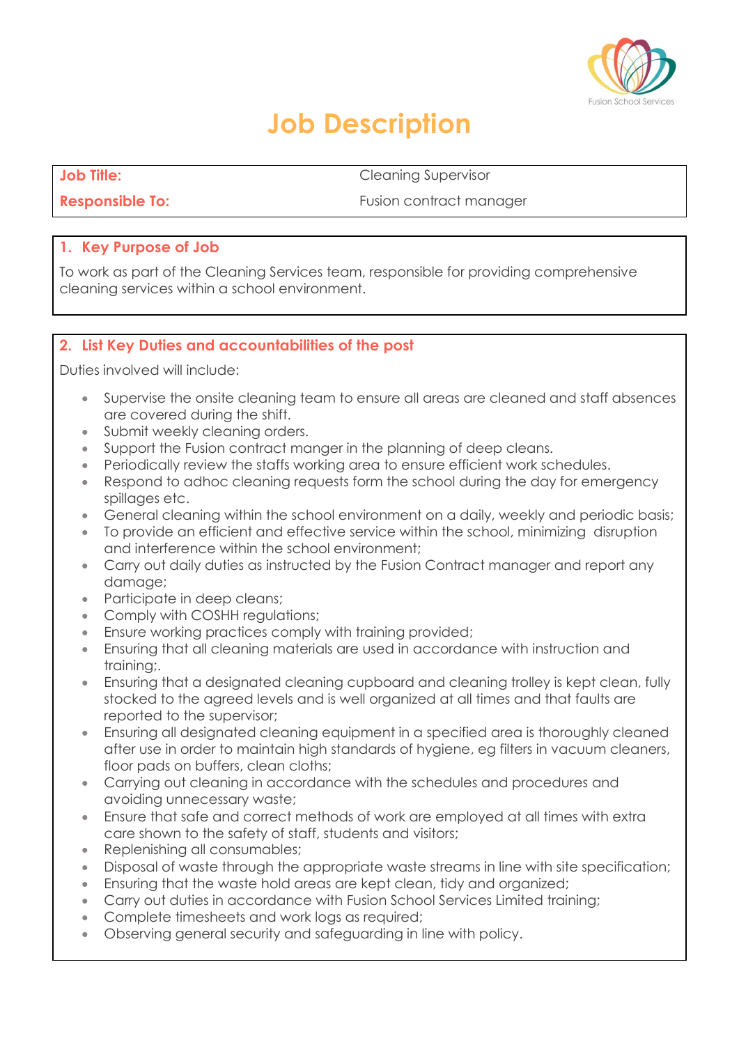Fusion School Services

# Job Description

| **Job Title:** | Cleaning Supervisor |
|---|---|
| **Responsible To:** | Fusion contract manager |

## 1. Key Purpose of Job

To work as part of the Cleaning Services team, responsible for providing comprehensive cleaning services within a school environment.

## 2. List Key Duties and accountabilities of the post

Duties involved will include:

- Supervise the onsite cleaning team to ensure all areas are cleaned and staff absences are covered during the shift.
- Submit weekly cleaning orders.
- Support the Fusion contract manger in the planning of deep cleans.
- Periodically review the staffs working area to ensure efficient work schedules.
- Respond to adhoc cleaning requests form the school during the day for emergency spillages etc.
- General cleaning within the school environment on a daily, weekly and periodic basis;
- To provide an efficient and effective service within the school, minimizing disruption and interference within the school environment;
- Carry out daily duties as instructed by the Fusion Contract manager and report any damage;
- Participate in deep cleans;
- Comply with COSHH regulations;
- Ensure working practices comply with training provided;
- Ensuring that all cleaning materials are used in accordance with instruction and training;.
- Ensuring that a designated cleaning cupboard and cleaning trolley is kept clean, fully stocked to the agreed levels and is well organized at all times and that faults are reported to the supervisor;
- Ensuring all designated cleaning equipment in a specified area is thoroughly cleaned after use in order to maintain high standards of hygiene, eg filters in vacuum cleaners, floor pads on buffers, clean cloths;
- Carrying out cleaning in accordance with the schedules and procedures and avoiding unnecessary waste;
- Ensure that safe and correct methods of work are employed at all times with extra care shown to the safety of staff, students and visitors;
- Replenishing all consumables;
- Disposal of waste through the appropriate waste streams in line with site specification;
- Ensuring that the waste hold areas are kept clean, tidy and organized;
- Carry out duties in accordance with Fusion School Services Limited training;
- Complete timesheets and work logs as required;
- Observing general security and safeguarding in line with policy.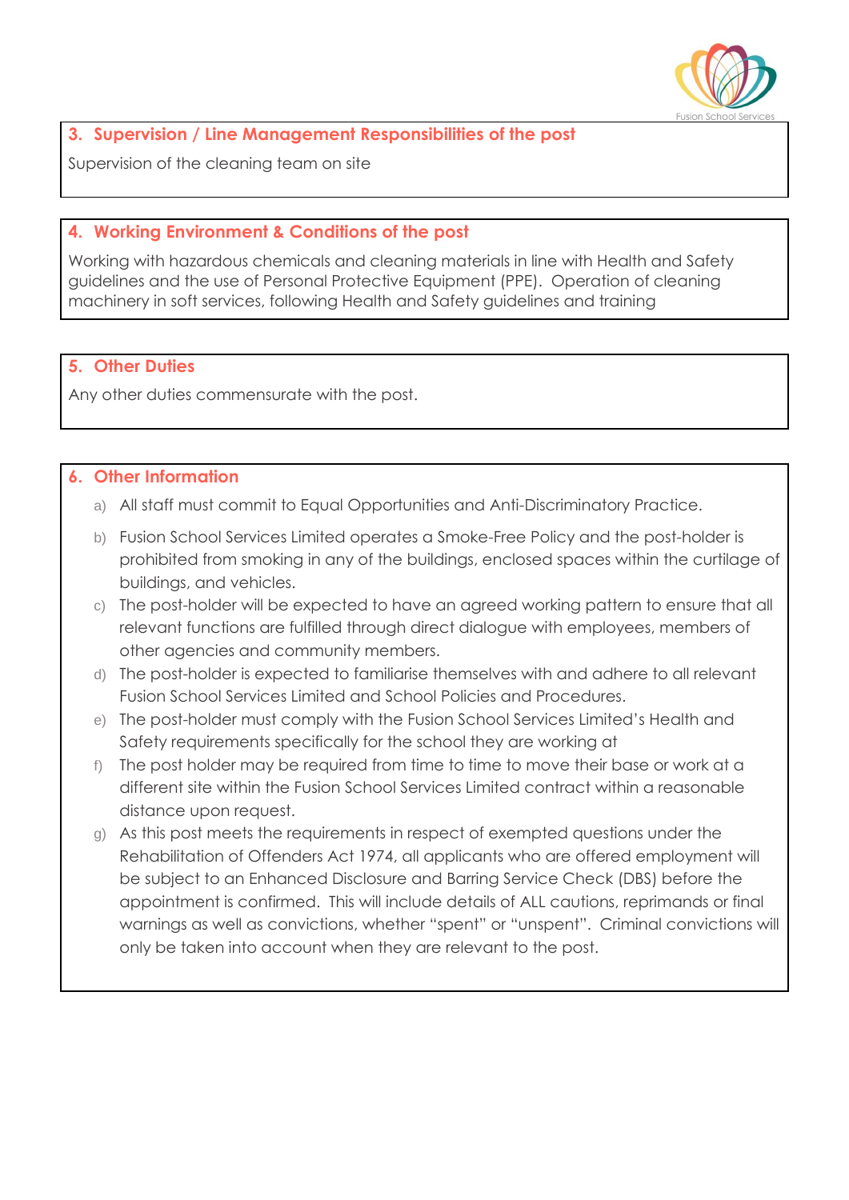## 3. Supervision / Line Management Responsibilities of the post

Supervision of the cleaning team on site

## 4. Working Environment & Conditions of the post

Working with hazardous chemicals and cleaning materials in line with Health and Safety guidelines and the use of Personal Protective Equipment (PPE). Operation of cleaning machinery in soft services, following Health and Safety guidelines and training

## 5. Other Duties

Any other duties commensurate with the post.

## 6. Other Information

a) All staff must commit to Equal Opportunities and Anti-Discriminatory Practice.

b) Fusion School Services Limited operates a Smoke-Free Policy and the post-holder is prohibited from smoking in any of the buildings, enclosed spaces within the curtilage of buildings, and vehicles.

c) The post-holder will be expected to have an agreed working pattern to ensure that all relevant functions are fulfilled through direct dialogue with employees, members of other agencies and community members.

d) The post-holder is expected to familiarise themselves with and adhere to all relevant Fusion School Services Limited and School Policies and Procedures.

e) The post-holder must comply with the Fusion School Services Limited's Health and Safety requirements specifically for the school they are working at

f) The post holder may be required from time to time to move their base or work at a different site within the Fusion School Services Limited contract within a reasonable distance upon request.

g) As this post meets the requirements in respect of exempted questions under the Rehabilitation of Offenders Act 1974, all applicants who are offered employment will be subject to an Enhanced Disclosure and Barring Service Check (DBS) before the appointment is confirmed. This will include details of ALL cautions, reprimands or final warnings as well as convictions, whether "spent" or "unspent". Criminal convictions will only be taken into account when they are relevant to the post.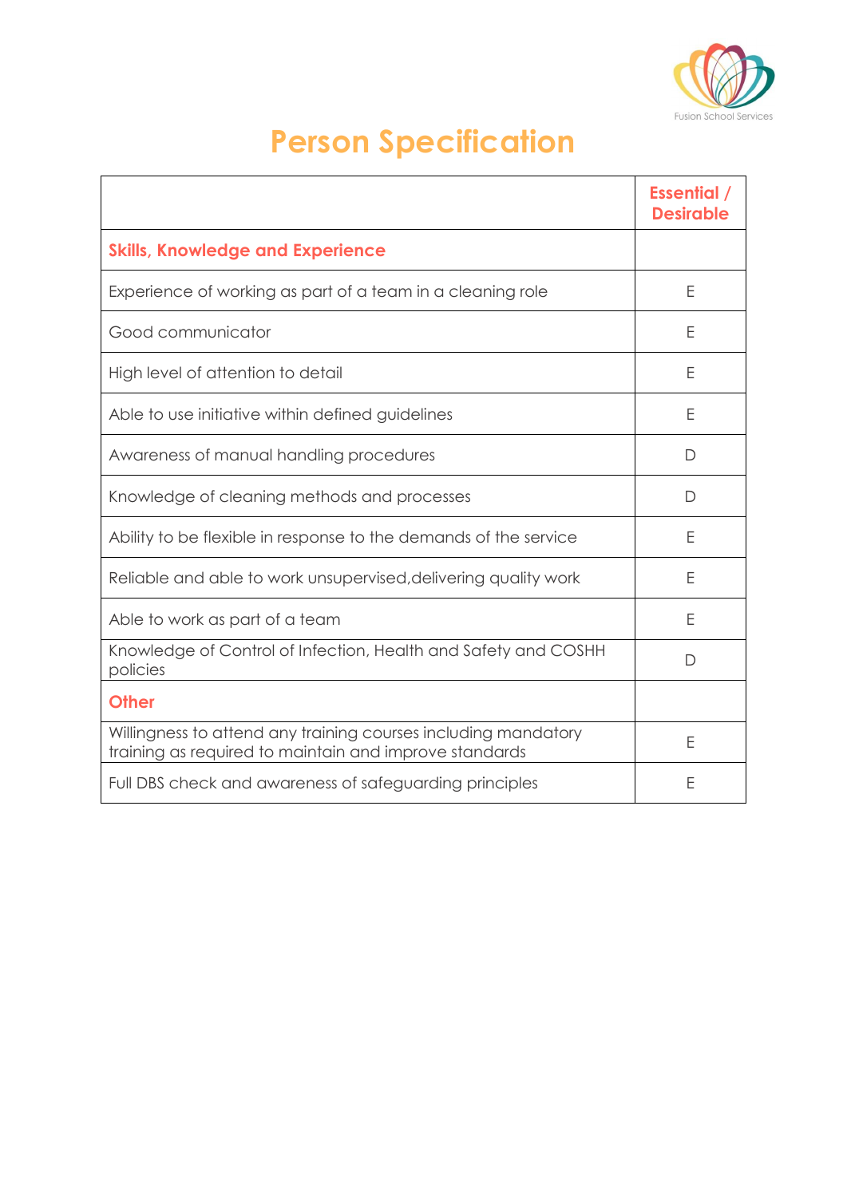# Person Specification

| | Essential / Desirable |
|---|---|
| **Skills, Knowledge and Experience** | |
| Experience of working as part of a team in a cleaning role | E |
| Good communicator | E |
| High level of attention to detail | E |
| Able to use initiative within defined guidelines | E |
| Awareness of manual handling procedures | D |
| Knowledge of cleaning methods and processes | D |
| Ability to be flexible in response to the demands of the service | E |
| Reliable and able to work unsupervised,delivering quality work | E |
| Able to work as part of a team | E |
| Knowledge of Control of Infection, Health and Safety and COSHH policies | D |
| **Other** | |
| Willingness to attend any training courses including mandatory training as required to maintain and improve standards | E |
| Full DBS check and awareness of safeguarding principles | E |